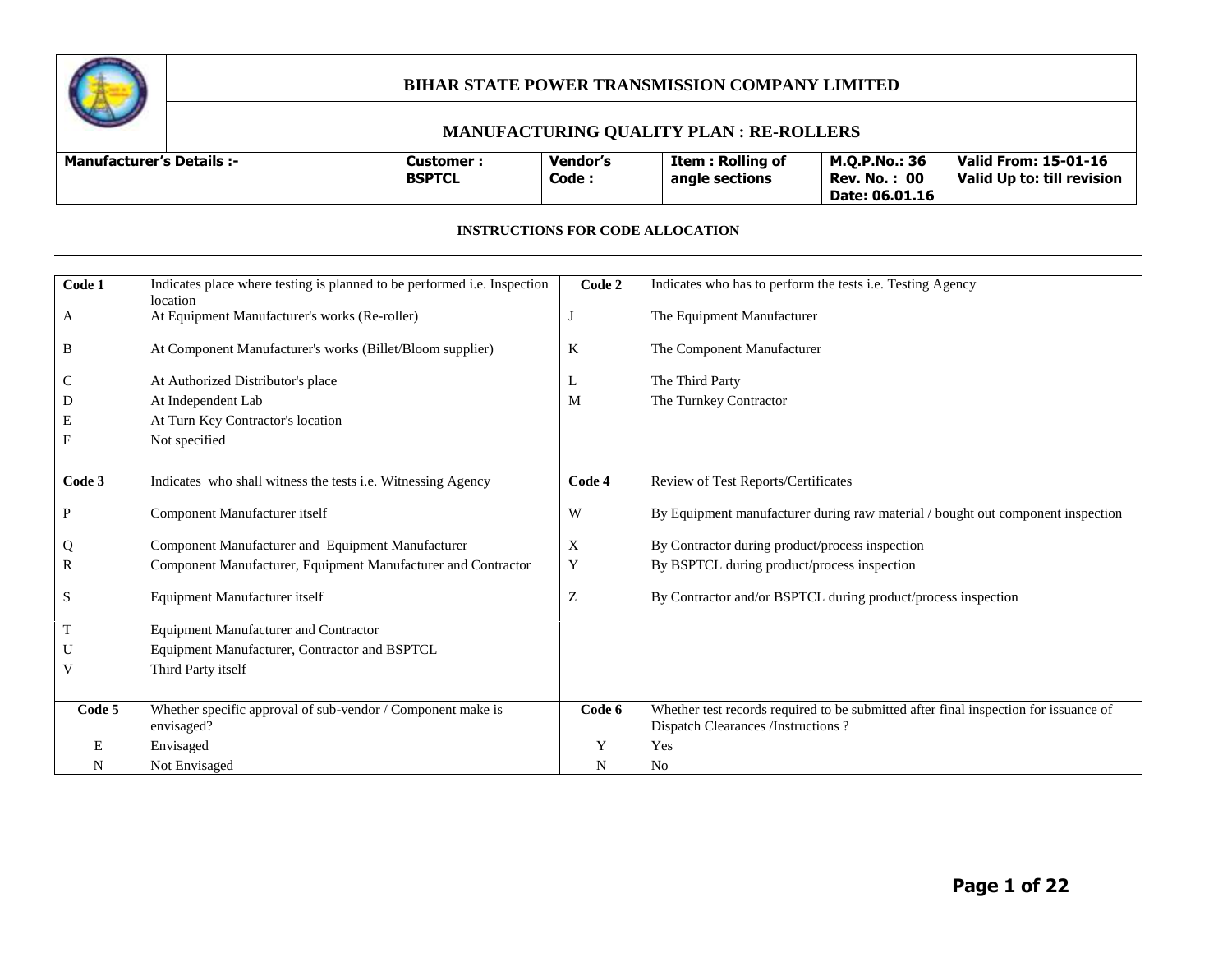# BIHAR STATE POWER TRANSMISSION COMPANY LIMITED

## MANUFACTURING QUALITY PLAN : RE-ROLLERS

| Manufacturer's Details :- | Customer : BSPTCL | Vendor's Code : | Item : Rolling of angle sections | M.Q.P.No.: 36 Rev. No. : 00 Date: 06.01.16 | Valid From: 15-01-16 Valid Up to: till revision |
|---|---|---|---|---|---|

### INSTRUCTIONS FOR CODE ALLOCATION

| Code 1 | Indicates place where testing is planned to be performed i.e. Inspection location | Code 2 | Indicates who has to perform the tests i.e. Testing Agency |
|---|---|---|---|
| A | At Equipment Manufacturer's works (Re-roller) | J | The Equipment Manufacturer |
| B | At Component Manufacturer's works (Billet/Bloom supplier) | K | The Component Manufacturer |
| C | At Authorized Distributor's place | L | The Third Party |
| D | At Independent Lab | M | The Turnkey Contractor |
| E | At Turn Key Contractor's location | | |
| F | Not specified | | |
| **Code 3** | Indicates who shall witness the tests i.e. Witnessing Agency | **Code 4** | Review of Test Reports/Certificates |
| P | Component Manufacturer itself | W | By Equipment manufacturer during raw material / bought out component inspection |
| Q | Component Manufacturer and Equipment Manufacturer | X | By Contractor during product/process inspection |
| R | Component Manufacturer, Equipment Manufacturer and Contractor | Y | By BSPTCL during product/process inspection |
| S | Equipment Manufacturer itself | Z | By Contractor and/or BSPTCL during product/process inspection |
| T | Equipment Manufacturer and Contractor | | |
| U | Equipment Manufacturer, Contractor and BSPTCL | | |
| V | Third Party itself | | |
| **Code 5** | Whether specific approval of sub-vendor / Component make is envisaged? | **Code 6** | Whether test records required to be submitted after final inspection for issuance of Dispatch Clearances /Instructions ? |
| E | Envisaged | Y | Yes |
| N | Not Envisaged | N | No |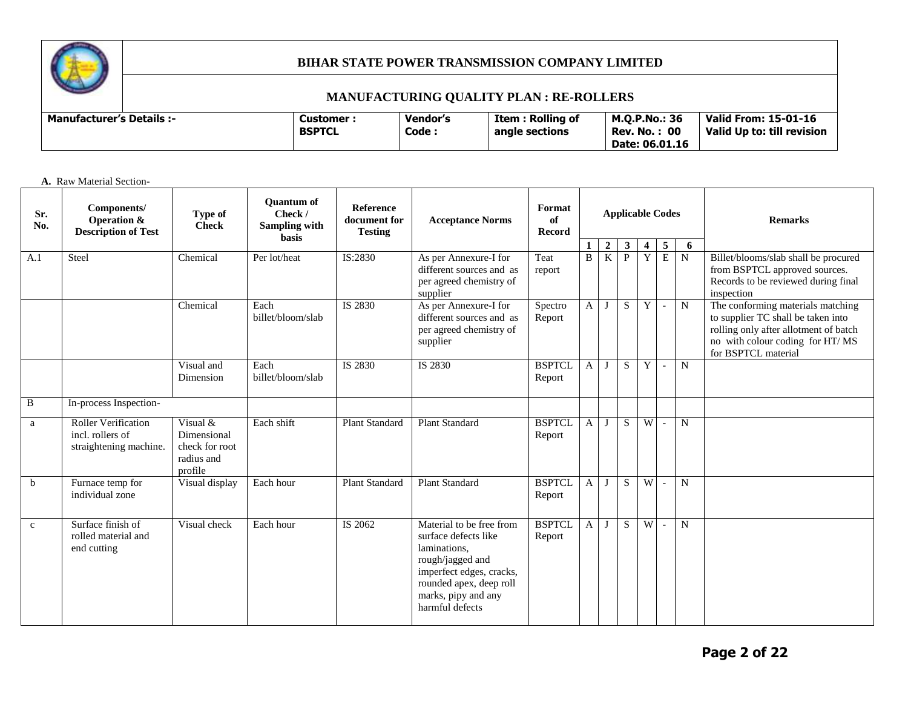# BIHAR STATE POWER TRANSMISSION COMPANY LIMITED

## MANUFACTURING QUALITY PLAN : RE-ROLLERS

| Manufacturer's Details :- | Customer : BSPTCL | Vendor's Code : | Item : Rolling of angle sections | M.Q.P.No.: 36 Rev. No. : 00 Date: 06.01.16 | Valid From: 15-01-16 Valid Up to: till revision |
|---|---|---|---|---|---|

**A.** Raw Material Section-

| Sr. No. | Components/ Operation & Description of Test | Type of Check | Quantum of Check / Sampling with basis | Reference document for Testing | Acceptance Norms | Format of Record | Applicable Codes | | | | | | Remarks |
|---|---|---|---|---|---|---|---|---|---|---|---|---|---|
| | | | | | | | 1 | 2 | 3 | 4 | 5 | 6 | |
| A.1 | Steel | Chemical | Per lot/heat | IS:2830 | As per Annexure-I for different sources and as per agreed chemistry of supplier | Teat report | B | K | P | Y | E | N | Billet/blooms/slab shall be procured from BSPTCL approved sources. Records to be reviewed during final inspection |
| | | Chemical | Each billet/bloom/slab | IS 2830 | As per Annexure-I for different sources and as per agreed chemistry of supplier | Spectro Report | A | J | S | Y | - | N | The conforming materials matching to supplier TC shall be taken into rolling only after allotment of batch no with colour coding for HT/ MS for BSPTCL material |
| | | Visual and Dimension | Each billet/bloom/slab | IS 2830 | IS 2830 | BSPTCL Report | A | J | S | Y | - | N | |
| B | In-process Inspection- | | | | | | | | | | | | |
| a | Roller Verification incl. rollers of straightening machine. | Visual & Dimensional check for root radius and profile | Each shift | Plant Standard | Plant Standard | BSPTCL Report | A | J | S | W | - | N | |
| b | Furnace temp for individual zone | Visual display | Each hour | Plant Standard | Plant Standard | BSPTCL Report | A | J | S | W | - | N | |
| c | Surface finish of rolled material and end cutting | Visual check | Each hour | IS 2062 | Material to be free from surface defects like laminations, rough/jagged and imperfect edges, cracks, rounded apex, deep roll marks, pipy and any harmful defects | BSPTCL Report | A | J | S | W | - | N | |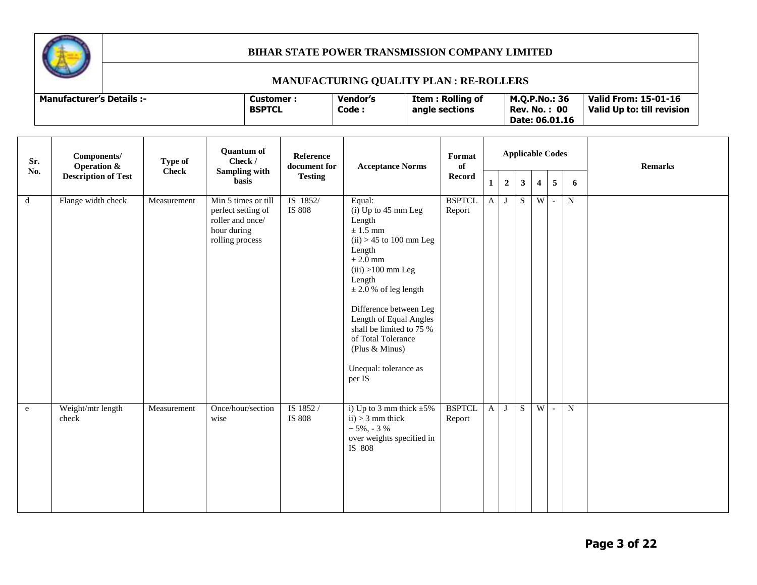# BIHAR STATE POWER TRANSMISSION COMPANY LIMITED

## MANUFACTURING QUALITY PLAN : RE-ROLLERS

| Manufacturer's Details :- | Customer : BSPTCL | Vendor's Code : | Item : Rolling of angle sections | M.Q.P.No.: 36 Rev. No. : 00 Date: 06.01.16 | Valid From: 15-01-16 Valid Up to: till revision |
|---|---|---|---|---|---|

| Sr. No. | Components/ Operation & Description of Test | Type of Check | Quantum of Check / Sampling with basis | Reference document for Testing | Acceptance Norms | Format of Record | Applicable Codes | | | | | | Remarks |
|---|---|---|---|---|---|---|---|---|---|---|---|---|---|
| | | | | | | | 1 | 2 | 3 | 4 | 5 | 6 | |
| d | Flange width check | Measurement | Min 5 times or till perfect setting of roller and once/ hour during rolling process | IS 1852/ IS 808 | Equal:<br>(i) Up to 45 mm Leg Length<br>± 1.5 mm<br>(ii) > 45 to 100 mm Leg Length<br>± 2.0 mm<br>(iii) >100 mm Leg Length<br>± 2.0 % of leg length<br><br>Difference between Leg Length of Equal Angles shall be limited to 75 % of Total Tolerance (Plus & Minus)<br><br>Unequal: tolerance as per IS | BSPTCL Report | A | J | S | W | - | N | |
| e | Weight/mtr length check | Measurement | Once/hour/section wise | IS 1852 / IS 808 | i) Up to 3 mm thick ±5%<br>ii) > 3 mm thick<br>+ 5%, - 3 %<br>over weights specified in IS 808 | BSPTCL Report | A | J | S | W | - | N | |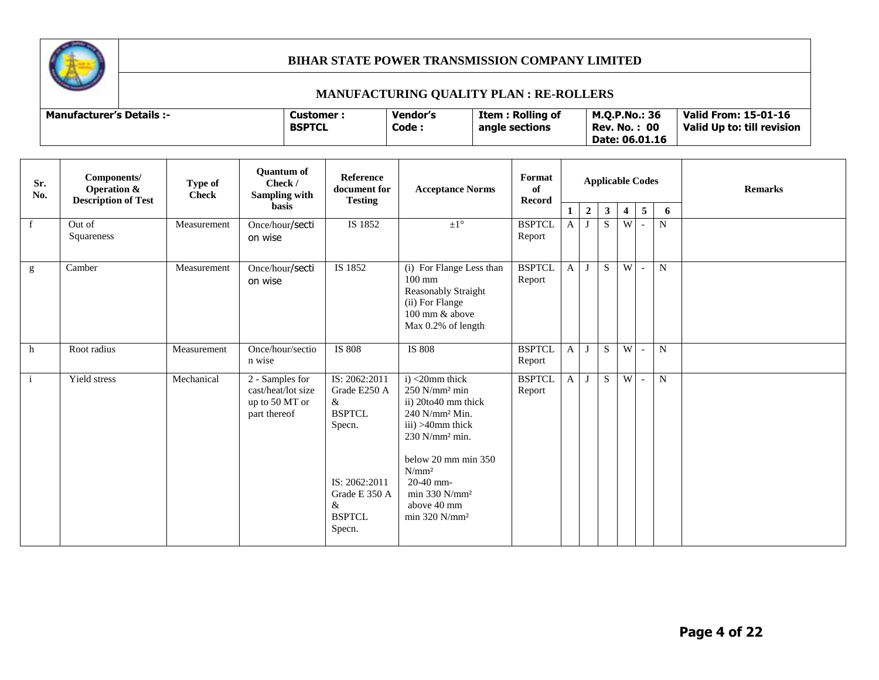# BIHAR STATE POWER TRANSMISSION COMPANY LIMITED

## MANUFACTURING QUALITY PLAN : RE-ROLLERS

| Manufacturer's Details :- | Customer : BSPTCL | Vendor's Code : | Item : Rolling of angle sections | M.Q.P.No.: 36 Rev. No. : 00 Date: 06.01.16 | Valid From: 15-01-16 Valid Up to: till revision |
|---|---|---|---|---|---|

| Sr. No. | Components/ Operation & Description of Test | Type of Check | Quantum of Check / Sampling with basis | Reference document for Testing | Acceptance Norms | Format of Record | Applicable Codes | | | | | | Remarks |
|---|---|---|---|---|---|---|---|---|---|---|---|---|---|
| | | | | | | | 1 | 2 | 3 | 4 | 5 | 6 | |
| f | Out of Squareness | Measurement | Once/hour/section wise | IS 1852 | ±1° | BSPTCL Report | A | J | S | W | - | N | |
| g | Camber | Measurement | Once/hour/section wise | IS 1852 | (i) For Flange Less than 100 mm Reasonably Straight<br>(ii) For Flange 100 mm & above Max 0.2% of length | BSPTCL Report | A | J | S | W | - | N | |
| h | Root radius | Measurement | Once/hour/section wise | IS 808 | IS 808 | BSPTCL Report | A | J | S | W | - | N | |
| i | Yield stress | Mechanical | 2 - Samples for cast/heat/lot size up to 50 MT or part thereof | IS: 2062:2011 Grade E250 A & BSPTCL Specn.<br><br>IS: 2062:2011 Grade E 350 A & BSPTCL Specn. | i) <20mm thick 250 N/mm² min<br>ii) 20to40 mm thick 240 N/mm² Min.<br>iii) >40mm thick 230 N/mm² min.<br><br>below 20 mm min 350 N/mm²<br>20-40 mm- min 330 N/mm²<br>above 40 mm min 320 N/mm² | BSPTCL Report | A | J | S | W | - | N | |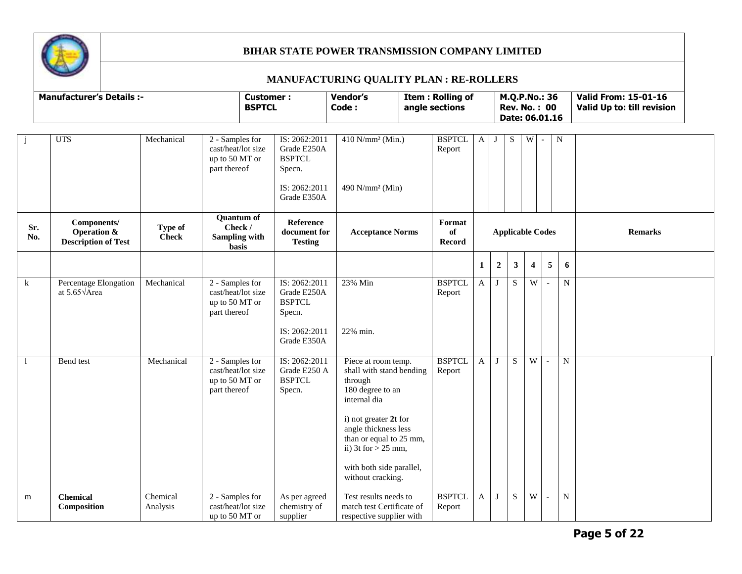# BIHAR STATE POWER TRANSMISSION COMPANY LIMITED

## MANUFACTURING QUALITY PLAN : RE-ROLLERS

| Manufacturer's Details :- | Customer : BSPTCL | Vendor's Code : | Item : Rolling of angle sections | M.Q.P.No.: 36 Rev. No. : 00 Date: 06.01.16 | Valid From: 15-01-16 Valid Up to: till revision |
|---|---|---|---|---|---|

| Sr. No. | Components/ Operation & Description of Test | Type of Check | Quantum of Check / Sampling with basis | Reference document for Testing | Acceptance Norms | Format of Record | Applicable Codes | | | | | | Remarks |
|---|---|---|---|---|---|---|---|---|---|---|---|---|---|
| | | | | | | | 1 | 2 | 3 | 4 | 5 | 6 | |
| j | UTS | Mechanical | 2 - Samples for cast/heat/lot size up to 50 MT or part thereof | IS: 2062:2011 Grade E250A BSPTCL Specn.<br><br>IS: 2062:2011 Grade E350A | 410 N/mm² (Min.)<br><br>490 N/mm² (Min) | BSPTCL Report | A | J | S | W | - | N | |
| k | Percentage Elongation at 5.65√Area | Mechanical | 2 - Samples for cast/heat/lot size up to 50 MT or part thereof | IS: 2062:2011 Grade E250A BSPTCL Specn.<br><br>IS: 2062:2011 Grade E350A | 23% Min<br><br>22% min. | BSPTCL Report | A | J | S | W | - | N | |
| l | Bend test | Mechanical | 2 - Samples for cast/heat/lot size up to 50 MT or part thereof | IS: 2062:2011 Grade E250 A BSPTCL Specn. | Piece at room temp. shall with stand bending through 180 degree to an internal dia<br><br>i) not greater **2t** for angle thickness less than or equal to 25 mm,<br>ii) 3t for > 25 mm,<br><br>with both side parallel, without cracking. | BSPTCL Report | A | J | S | W | - | N | |
| m | **Chemical Composition** | Chemical Analysis | 2 - Samples for cast/heat/lot size up to 50 MT or | As per agreed chemistry of supplier | Test results needs to match test Certificate of respective supplier with | BSPTCL Report | A | J | S | W | - | N | |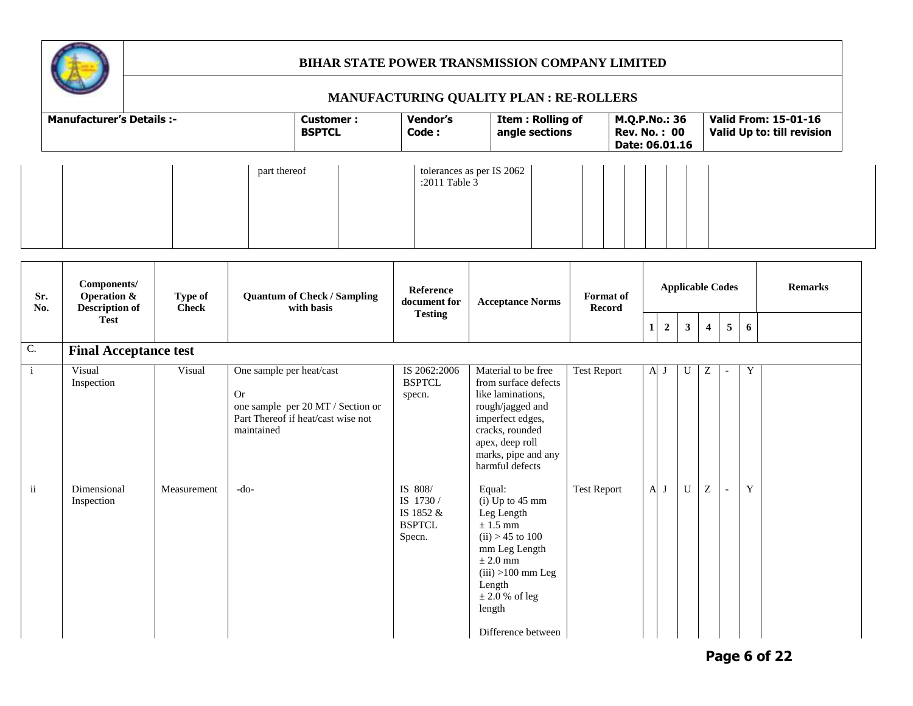# BIHAR STATE POWER TRANSMISSION COMPANY LIMITED

## MANUFACTURING QUALITY PLAN : RE-ROLLERS

| Manufacturer's Details :- | Customer : BSPTCL | Vendor's Code : | Item : Rolling of angle sections | M.Q.P.No.: 36 Rev. No. : 00 Date: 06.01.16 | Valid From: 15-01-16 Valid Up to: till revision |
|---|---|---|---|---|---|

| | | | | | | | | | | | | | |
|---|---|---|---|---|---|---|---|---|---|---|---|---|---|
| | | | part thereof | | tolerances as per IS 2062 :2011 Table 3 | | | | | | | | |

| Sr. No. | Components/ Operation & Description of Test | Type of Check | Quantum of Check / Sampling with basis | Reference document for Testing | Acceptance Norms | Format of Record | Applicable Codes | | | | | | Remarks |
|---|---|---|---|---|---|---|---|---|---|---|---|---|---|
| | | | | | | | 1 | 2 | 3 | 4 | 5 | 6 | |
| C. | **Final Acceptance test** | | | | | | | | | | | | |
| i | Visual Inspection | Visual | One sample per heat/cast<br>Or<br>one sample per 20 MT / Section or Part Thereof if heat/cast wise not maintained | IS 2062:2006 BSPTCL specn. | Material to be free from surface defects like laminations, rough/jagged and imperfect edges, cracks, rounded apex, deep roll marks, pipe and any harmful defects | Test Report | A | J | U | Z | - | Y | |
| ii | Dimensional Inspection | Measurement | -do- | IS 808/ IS 1730 / IS 1852 & BSPTCL Specn. | Equal:<br>(i) Up to 45 mm Leg Length ± 1.5 mm<br>(ii) > 45 to 100 mm Leg Length ± 2.0 mm<br>(iii) >100 mm Leg Length ± 2.0 % of leg length<br><br>Difference between | Test Report | A | J | U | Z | - | Y | |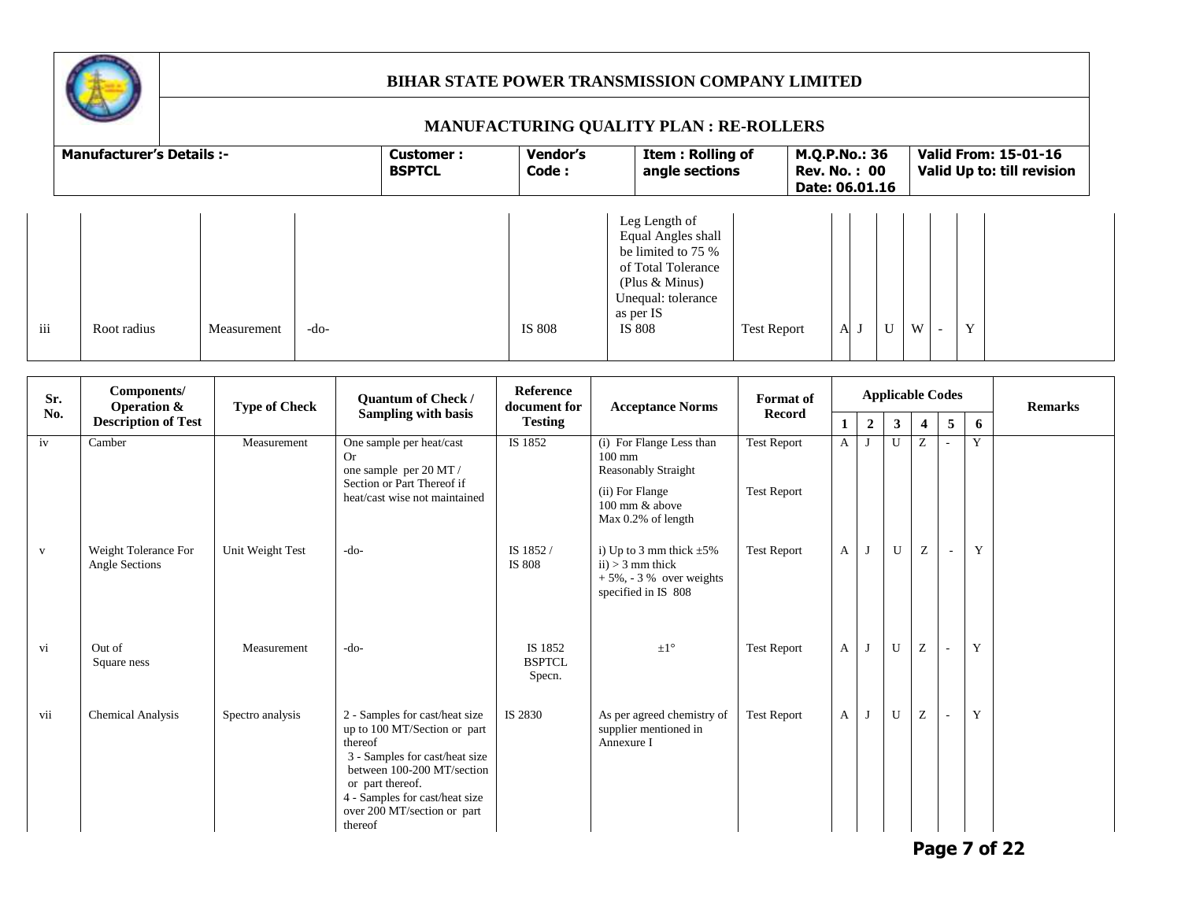# BIHAR STATE POWER TRANSMISSION COMPANY LIMITED

## MANUFACTURING QUALITY PLAN : RE-ROLLERS

| Manufacturer's Details :- | Customer : BSPTCL | Vendor's Code : | Item : Rolling of angle sections | M.Q.P.No.: 36 Rev. No. : 00 Date: 06.01.16 | Valid From: 15-01-16 Valid Up to: till revision |
|---|---|---|---|---|---|

| Sr. No. | Components/ Operation & Description of Test | Type of Check | Quantum of Check / Sampling with basis | Reference document for Testing | Acceptance Norms | Format of Record | Applicable Codes | | | | | | Remarks |
|---|---|---|---|---|---|---|---|---|---|---|---|---|---|
| | | | | | | | 1 | 2 | 3 | 4 | 5 | 6 | |
| | | | | | Leg Length of Equal Angles shall be limited to 75 % of Total Tolerance (Plus & Minus) Unequal: tolerance as per IS | | | | | | | | |
| iii | Root radius | Measurement | -do- | IS 808 | IS 808 | Test Report | A | J | U | W | - | Y | |
| iv | Camber | Measurement | One sample per heat/cast Or one sample per 20 MT / Section or Part Thereof if heat/cast wise not maintained | IS 1852 | (i) For Flange Less than 100 mm Reasonably Straight<br>(ii) For Flange 100 mm & above Max 0.2% of length | Test Report<br>Test Report | A | J | U | Z | - | Y | |
| v | Weight Tolerance For Angle Sections | Unit Weight Test | -do- | IS 1852 / IS 808 | i) Up to 3 mm thick ±5%<br>ii) > 3 mm thick + 5%, - 3 % over weights specified in IS 808 | Test Report | A | J | U | Z | - | Y | |
| vi | Out of Square ness | Measurement | -do- | IS 1852 BSPTCL Specn. | ±1° | Test Report | A | J | U | Z | - | Y | |
| vii | Chemical Analysis | Spectro analysis | 2 - Samples for cast/heat size up to 100 MT/Section or part thereof<br>3 - Samples for cast/heat size between 100-200 MT/section or part thereof.<br>4 - Samples for cast/heat size over 200 MT/section or part thereof | IS 2830 | As per agreed chemistry of supplier mentioned in Annexure I | Test Report | A | J | U | Z | - | Y | |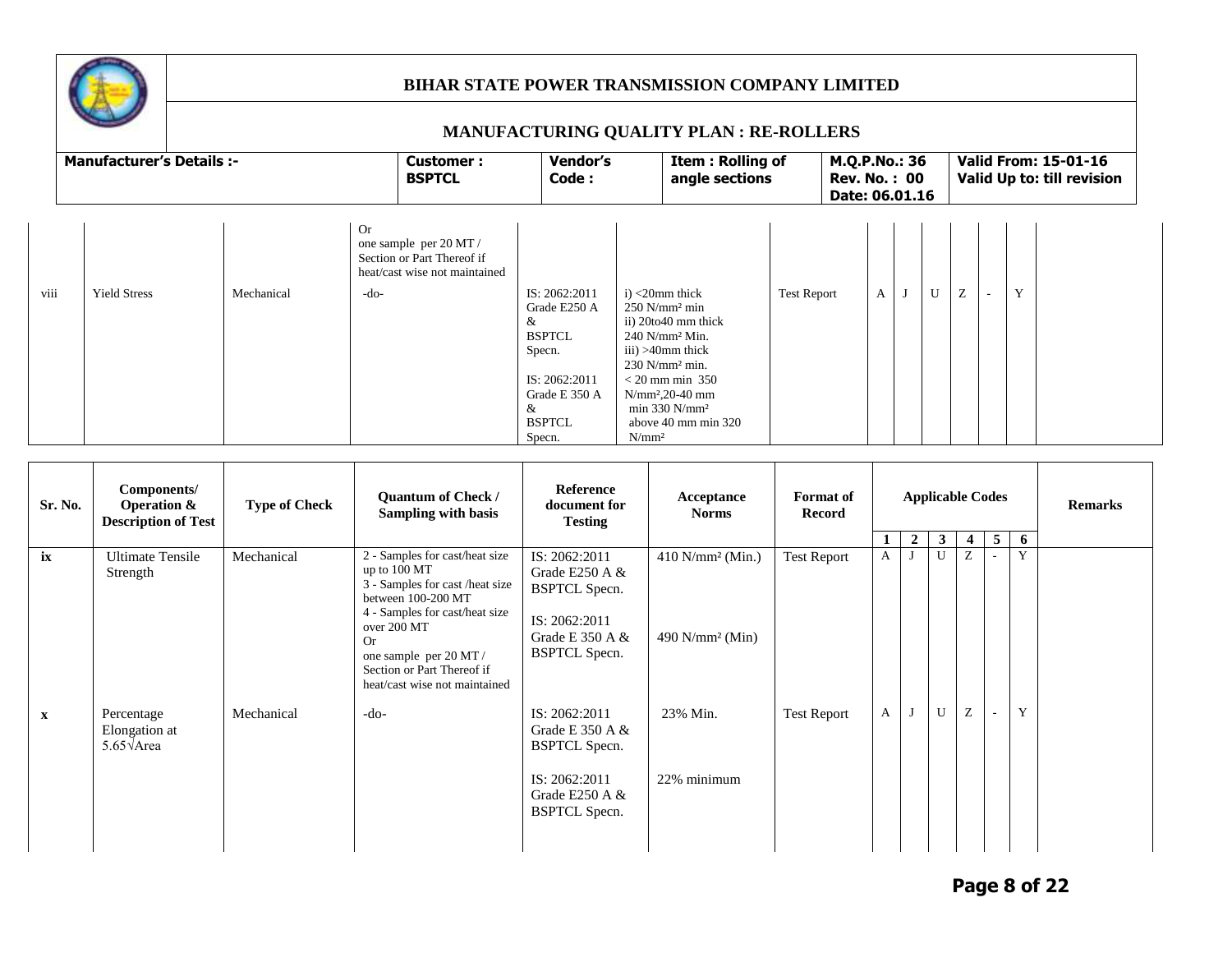# BIHAR STATE POWER TRANSMISSION COMPANY LIMITED

## MANUFACTURING QUALITY PLAN : RE-ROLLERS

| Manufacturer's Details :- | Customer : BSPTCL | Vendor's Code : | Item : Rolling of angle sections | M.Q.P.No.: 36 Rev. No. : 00 Date: 06.01.16 | Valid From: 15-01-16 Valid Up to: till revision |
|---|---|---|---|---|---|

| Sr. No. | Components/ Operation & Description of Test | Type of Check | Quantum of Check / Sampling with basis | Reference document for Testing | Acceptance Norms | Format of Record | Applicable Codes | | | | | | Remarks |
|---|---|---|---|---|---|---|---|---|---|---|---|---|---|
| | | | | | | | 1 | 2 | 3 | 4 | 5 | 6 | |
| | | | Or one sample per 20 MT / Section or Part Thereof if heat/cast wise not maintained | | | | | | | | | | |
| viii | Yield Stress | Mechanical | -do- | IS: 2062:2011 Grade E250 A & BSPTCL Specn.<br><br>IS: 2062:2011 Grade E 350 A & BSPTCL Specn. | i) <20mm thick 250 N/mm² min<br>ii) 20to40 mm thick 240 N/mm² Min.<br>iii) >40mm thick 230 N/mm² min.<br>< 20 mm min 350 N/mm²,20-40 mm min 330 N/mm² above 40 mm min 320 N/mm² | Test Report | A | J | U | Z | - | Y | |
| ix | Ultimate Tensile Strength | Mechanical | 2 - Samples for cast/heat size up to 100 MT<br>3 - Samples for cast /heat size between 100-200 MT<br>4 - Samples for cast/heat size over 200 MT<br>Or<br>one sample per 20 MT / Section or Part Thereof if heat/cast wise not maintained | IS: 2062:2011 Grade E250 A & BSPTCL Specn.<br><br>IS: 2062:2011 Grade E 350 A & BSPTCL Specn. | 410 N/mm² (Min.)<br><br>490 N/mm² (Min) | Test Report | A | J | U | Z | - | Y | |
| x | Percentage Elongation at 5.65√Area | Mechanical | -do- | IS: 2062:2011 Grade E 350 A & BSPTCL Specn.<br><br>IS: 2062:2011 Grade E250 A & BSPTCL Specn. | 23% Min.<br><br>22% minimum | Test Report | A | J | U | Z | - | Y | |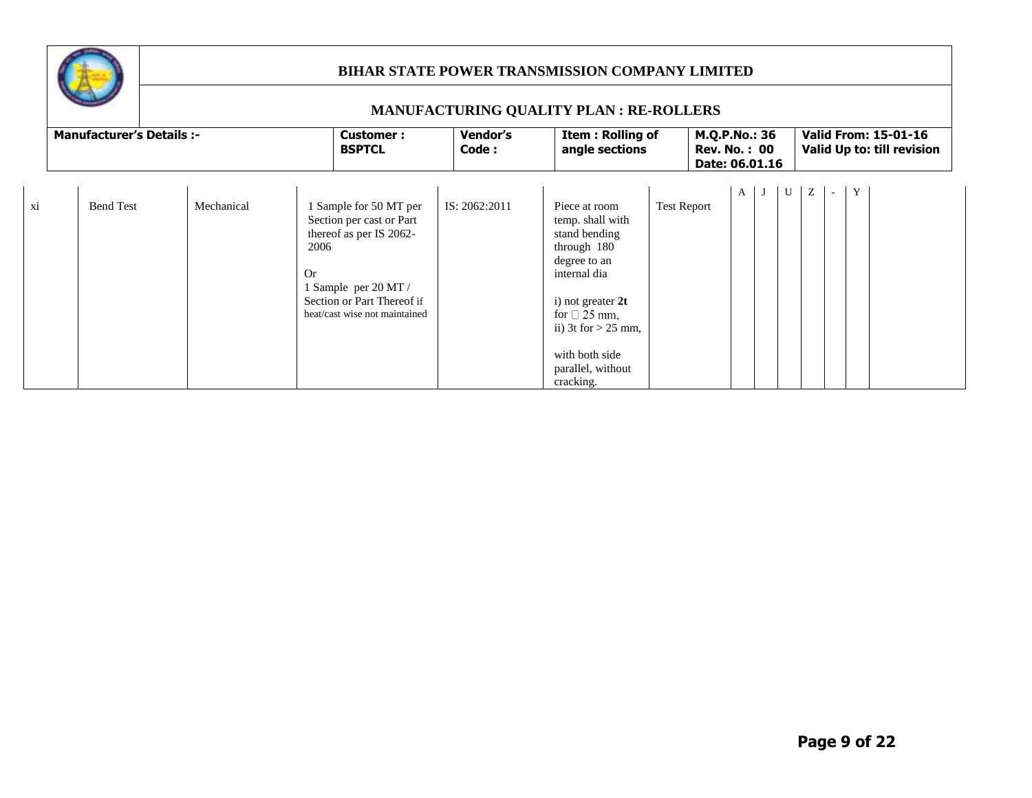# BIHAR STATE POWER TRANSMISSION COMPANY LIMITED

## MANUFACTURING QUALITY PLAN : RE-ROLLERS

| Manufacturer's Details :- | Customer : BSPTCL | Vendor's Code : | Item : Rolling of angle sections | M.Q.P.No.: 36 Rev. No. : 00 Date: 06.01.16 | Valid From: 15-01-16 Valid Up to: till revision |
|---|---|---|---|---|---|

| | | | | | | | A | J | U | Z | - | Y | |
|---|---|---|---|---|---|---|---|---|---|---|---|---|---|
| xi | Bend Test | Mechanical | 1 Sample for 50 MT per Section per cast or Part thereof as per IS 2062-2006<br><br>Or<br>1 Sample per 20 MT / Section or Part Thereof if heat/cast wise not maintained | IS: 2062:2011 | Piece at room temp. shall with stand bending through 180 degree to an internal dia<br><br>i) not greater **2t** for ≤ 25 mm,<br>ii) 3t for > 25 mm,<br><br>with both side parallel, without cracking. | Test Report | | | | | | | |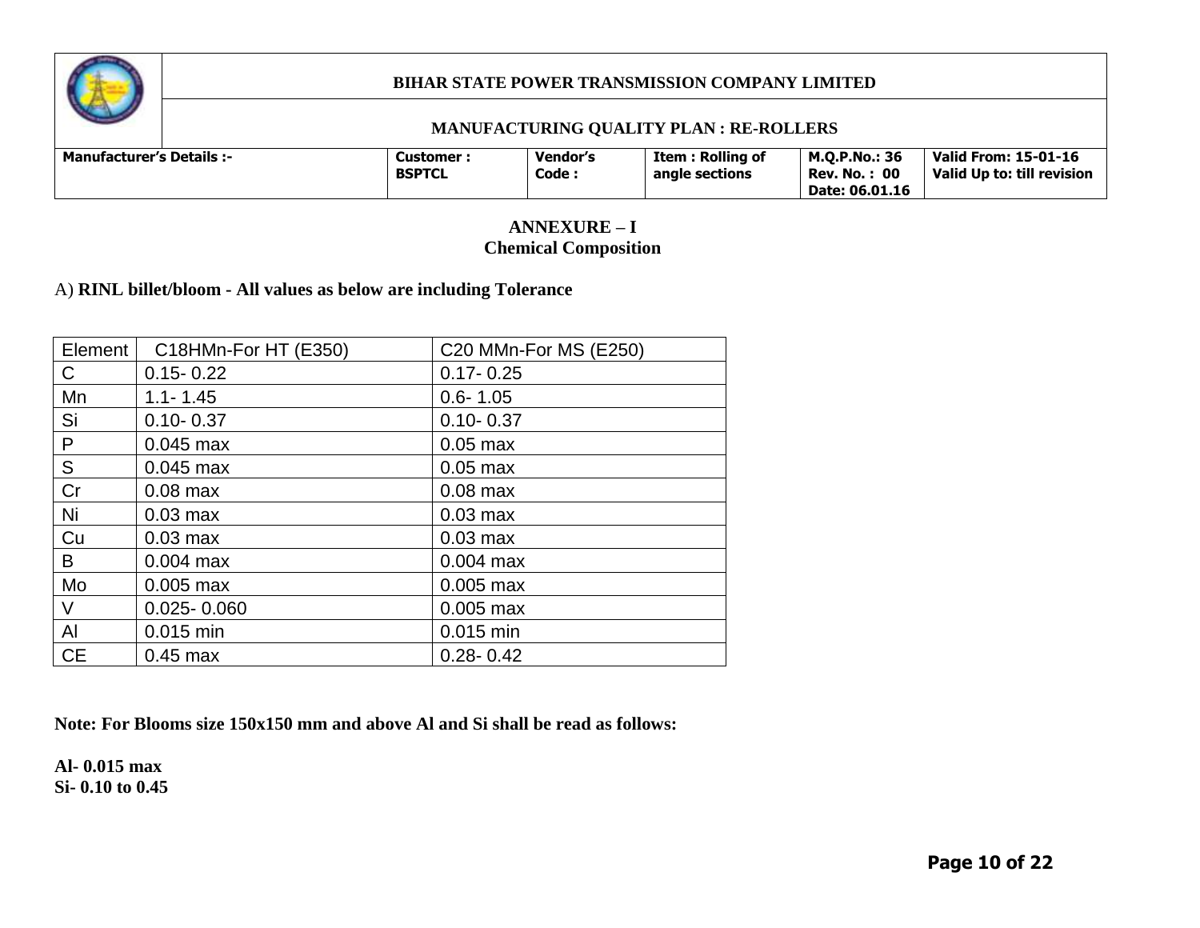| | BIHAR STATE POWER TRANSMISSION COMPANY LIMITED | | | | |
|---|---|---|---|---|---|
| | MANUFACTURING QUALITY PLAN : RE-ROLLERS | | | | |
| **Manufacturer's Details :-** | **Customer : BSPTCL** | **Vendor's Code :** | **Item : Rolling of angle sections** | **M.Q.P.No.: 36 Rev. No. : 00 Date: 06.01.16** | **Valid From: 15-01-16 Valid Up to: till revision** |

## ANNEXURE – I
## Chemical Composition

A) **RINL billet/bloom - All values as below are including Tolerance**

| Element | C18HMn-For HT (E350) | C20 MMn-For MS (E250) |
|---|---|---|
| C | 0.15- 0.22 | 0.17- 0.25 |
| Mn | 1.1- 1.45 | 0.6- 1.05 |
| Si | 0.10- 0.37 | 0.10- 0.37 |
| P | 0.045 max | 0.05 max |
| S | 0.045 max | 0.05 max |
| Cr | 0.08 max | 0.08 max |
| Ni | 0.03 max | 0.03 max |
| Cu | 0.03 max | 0.03 max |
| B | 0.004 max | 0.004 max |
| Mo | 0.005 max | 0.005 max |
| V | 0.025- 0.060 | 0.005 max |
| Al | 0.015 min | 0.015 min |
| CE | 0.45 max | 0.28- 0.42 |

**Note: For Blooms size 150x150 mm and above Al and Si shall be read as follows:**

**Al- 0.015 max**
**Si- 0.10 to 0.45**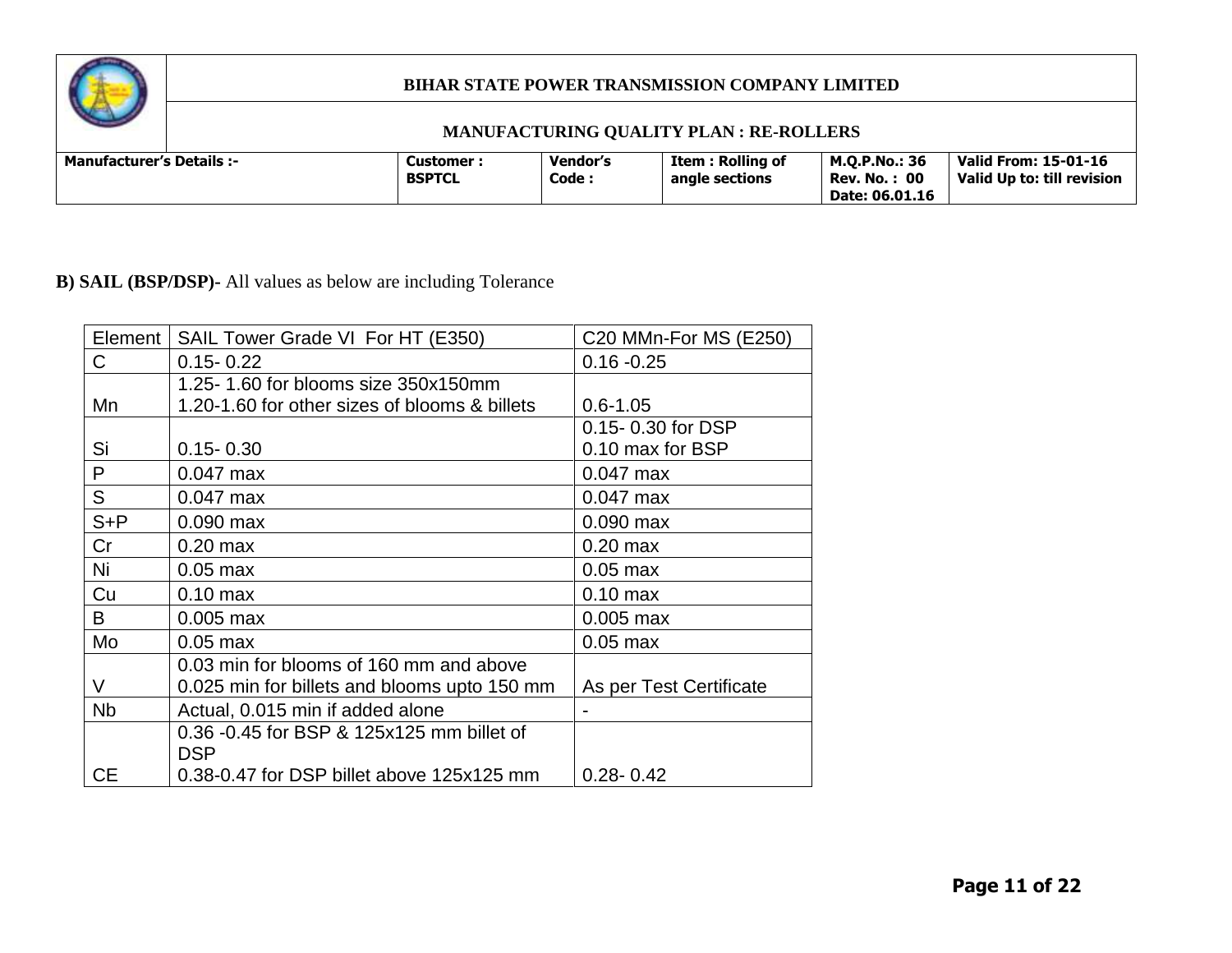**B) SAIL (BSP/DSP)-** All values as below are including Tolerance

| Element | SAIL Tower Grade VI For HT (E350) | C20 MMn-For MS (E250) |
|---|---|---|
| C | 0.15- 0.22 | 0.16 -0.25 |
| Mn | 1.25- 1.60 for blooms size 350x150mm<br>1.20-1.60 for other sizes of blooms & billets | 0.6-1.05 |
| Si | 0.15- 0.30 | 0.15- 0.30 for DSP<br>0.10 max for BSP |
| P | 0.047 max | 0.047 max |
| S | 0.047 max | 0.047 max |
| S+P | 0.090 max | 0.090 max |
| Cr | 0.20 max | 0.20 max |
| Ni | 0.05 max | 0.05 max |
| Cu | 0.10 max | 0.10 max |
| B | 0.005 max | 0.005 max |
| Mo | 0.05 max | 0.05 max |
| V | 0.03 min for blooms of 160 mm and above<br>0.025 min for billets and blooms upto 150 mm | As per Test Certificate |
| Nb | Actual, 0.015 min if added alone | - |
| CE | 0.36 -0.45 for BSP & 125x125 mm billet of DSP<br>0.38-0.47 for DSP billet above 125x125 mm | 0.28- 0.42 |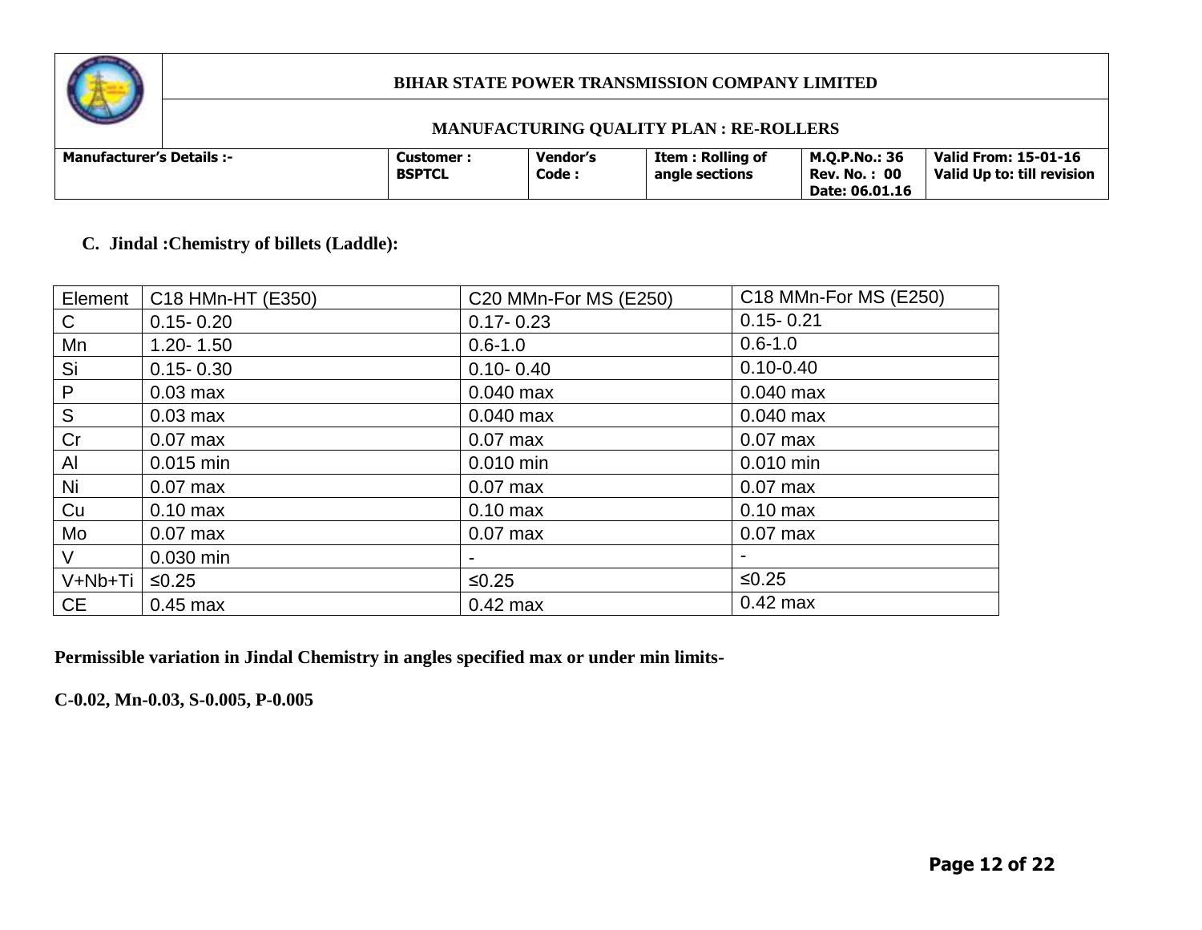### C. Jindal :Chemistry of billets (Laddle):

| Element | C18 HMn-HT (E350) | C20 MMn-For MS (E250) | C18 MMn-For MS (E250) |
|---|---|---|---|
| C | 0.15- 0.20 | 0.17- 0.23 | 0.15- 0.21 |
| Mn | 1.20- 1.50 | 0.6-1.0 | 0.6-1.0 |
| Si | 0.15- 0.30 | 0.10- 0.40 | 0.10-0.40 |
| P | 0.03 max | 0.040 max | 0.040 max |
| S | 0.03 max | 0.040 max | 0.040 max |
| Cr | 0.07 max | 0.07 max | 0.07 max |
| Al | 0.015 min | 0.010 min | 0.010 min |
| Ni | 0.07 max | 0.07 max | 0.07 max |
| Cu | 0.10 max | 0.10 max | 0.10 max |
| Mo | 0.07 max | 0.07 max | 0.07 max |
| V | 0.030 min | - | - |
| V+Nb+Ti | ≤0.25 | ≤0.25 | ≤0.25 |
| CE | 0.45 max | 0.42 max | 0.42 max |

**Permissible variation in Jindal Chemistry in angles specified max or under min limits-**

**C-0.02, Mn-0.03, S-0.005, P-0.005**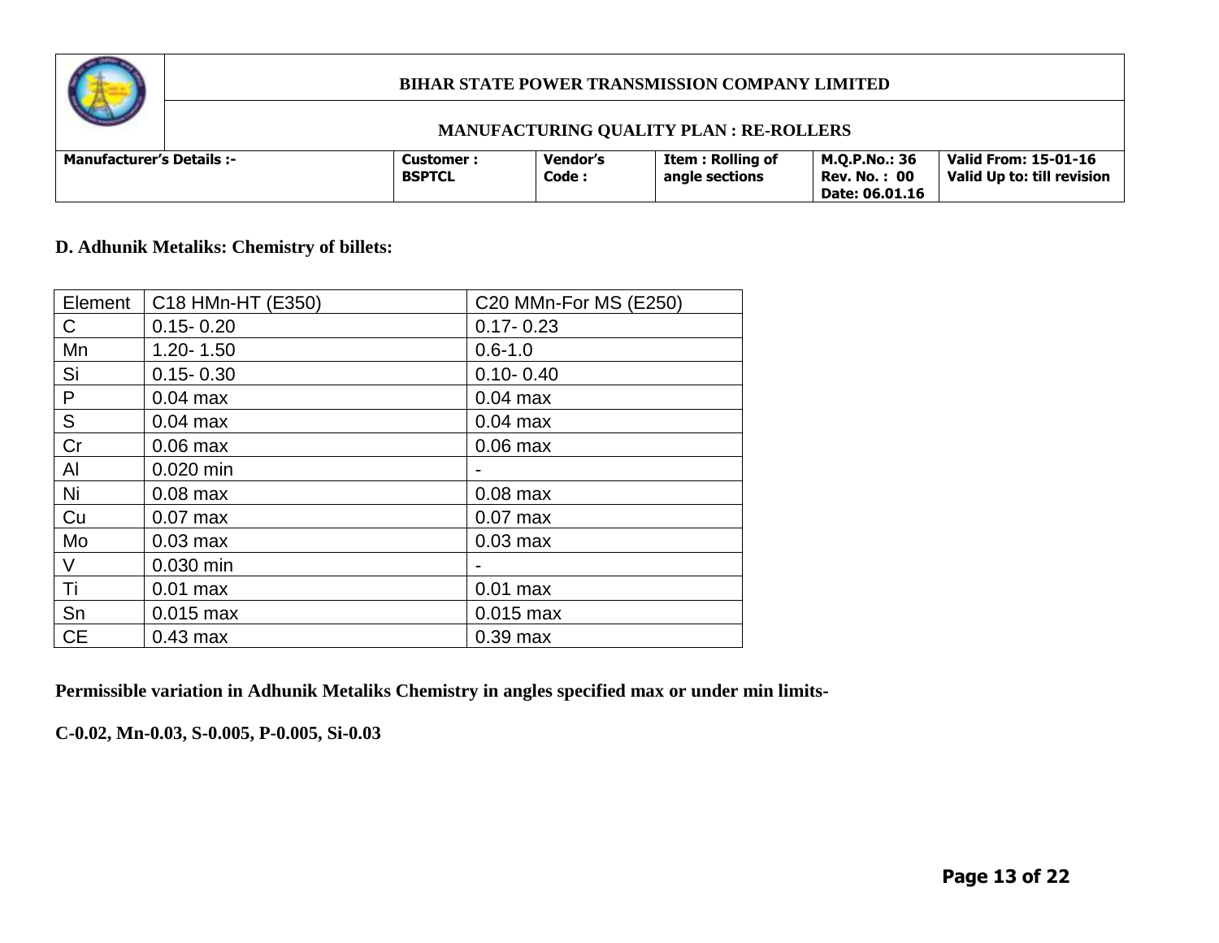**D. Adhunik Metaliks: Chemistry of billets:**

| Element | C18 HMn-HT (E350) | C20 MMn-For MS (E250) |
|---|---|---|
| C | 0.15- 0.20 | 0.17- 0.23 |
| Mn | 1.20- 1.50 | 0.6-1.0 |
| Si | 0.15- 0.30 | 0.10- 0.40 |
| P | 0.04 max | 0.04 max |
| S | 0.04 max | 0.04 max |
| Cr | 0.06 max | 0.06 max |
| Al | 0.020 min | - |
| Ni | 0.08 max | 0.08 max |
| Cu | 0.07 max | 0.07 max |
| Mo | 0.03 max | 0.03 max |
| V | 0.030 min | - |
| Ti | 0.01 max | 0.01 max |
| Sn | 0.015 max | 0.015 max |
| CE | 0.43 max | 0.39 max |

**Permissible variation in Adhunik Metaliks Chemistry in angles specified max or under min limits-**

**C-0.02, Mn-0.03, S-0.005, P-0.005, Si-0.03**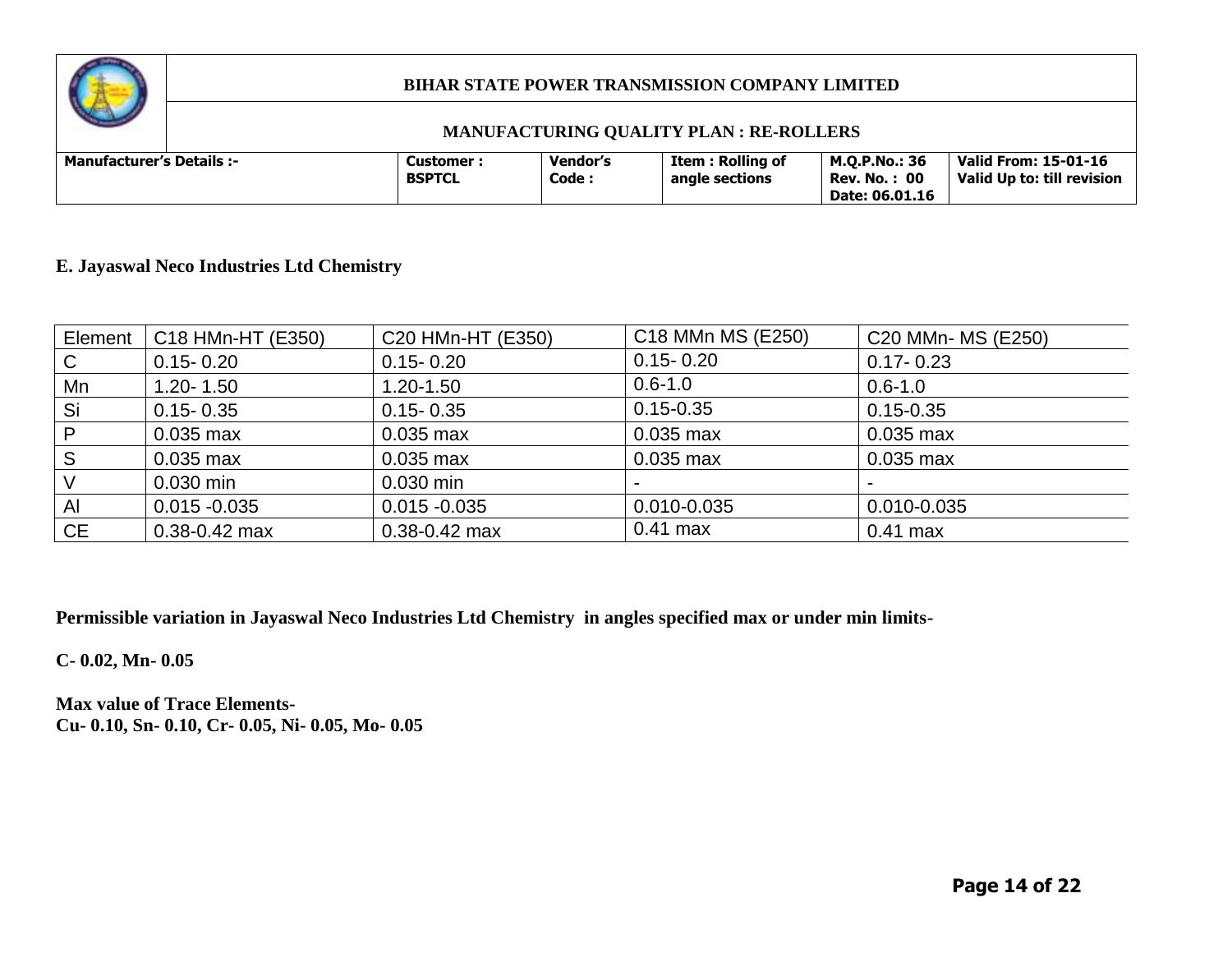**E. Jayaswal Neco Industries Ltd Chemistry**

| Element | C18 HMn-HT (E350) | C20 HMn-HT (E350) | C18 MMn MS (E250) | C20 MMn- MS (E250) |
|---|---|---|---|---|
| C | 0.15- 0.20 | 0.15- 0.20 | 0.15- 0.20 | 0.17- 0.23 |
| Mn | 1.20- 1.50 | 1.20-1.50 | 0.6-1.0 | 0.6-1.0 |
| Si | 0.15- 0.35 | 0.15- 0.35 | 0.15-0.35 | 0.15-0.35 |
| P | 0.035 max | 0.035 max | 0.035 max | 0.035 max |
| S | 0.035 max | 0.035 max | 0.035 max | 0.035 max |
| V | 0.030 min | 0.030 min | - | - |
| Al | 0.015 -0.035 | 0.015 -0.035 | 0.010-0.035 | 0.010-0.035 |
| CE | 0.38-0.42 max | 0.38-0.42 max | 0.41 max | 0.41 max |

**Permissible variation in Jayaswal Neco Industries Ltd Chemistry in angles specified max or under min limits-**

**C- 0.02, Mn- 0.05**

**Max value of Trace Elements-**
**Cu- 0.10, Sn- 0.10, Cr- 0.05, Ni- 0.05, Mo- 0.05**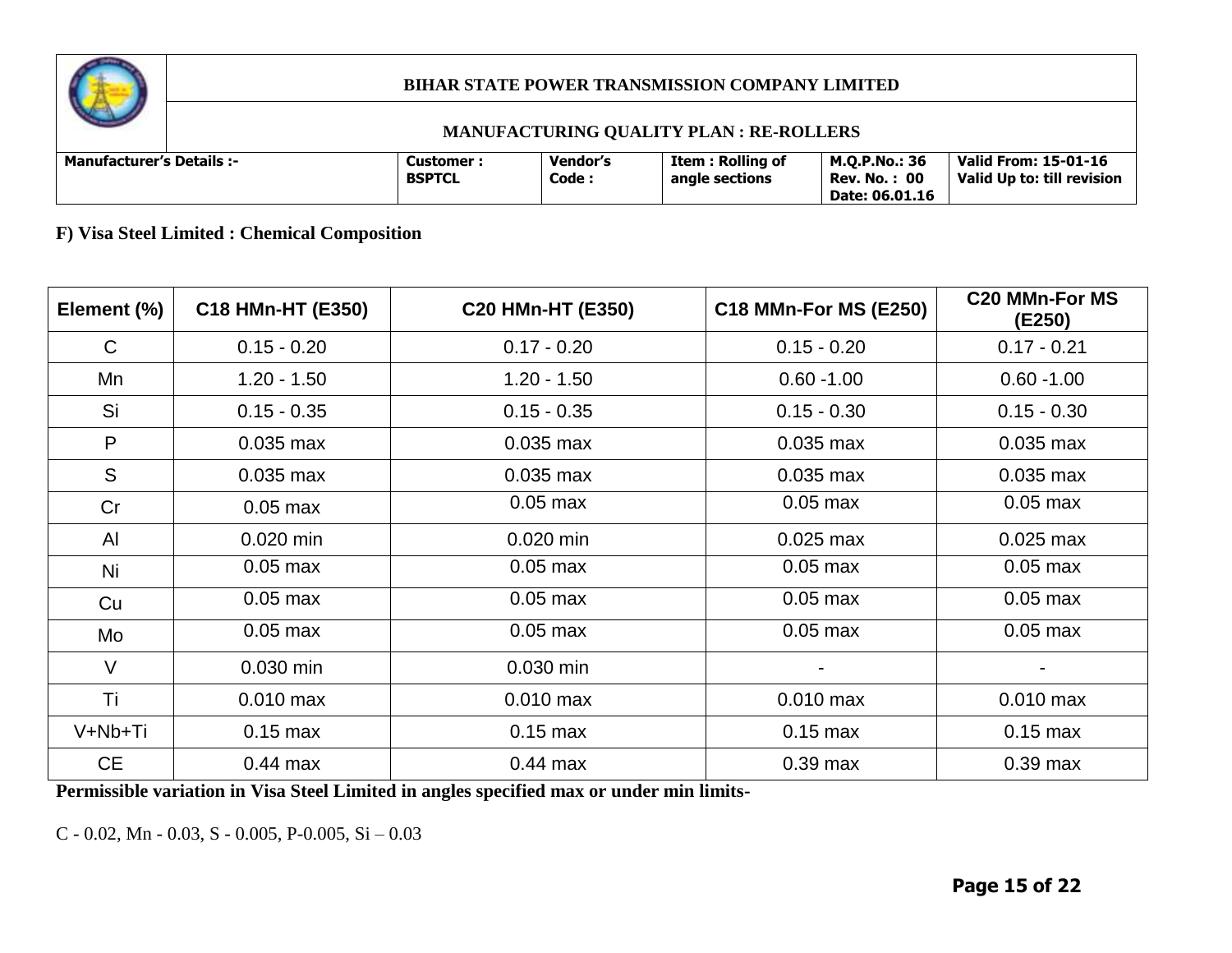**BIHAR STATE POWER TRANSMISSION COMPANY LIMITED**

**MANUFACTURING QUALITY PLAN : RE-ROLLERS**

| Manufacturer's Details :- | Customer : BSPTCL | Vendor's Code : | Item : Rolling of angle sections | M.Q.P.No.: 36 Rev. No. : 00 Date: 06.01.16 | Valid From: 15-01-16 Valid Up to: till revision |
|---|---|---|---|---|---|

**F) Visa Steel Limited : Chemical Composition**

| Element (%) | C18 HMn-HT (E350) | C20 HMn-HT (E350) | C18 MMn-For MS (E250) | C20 MMn-For MS (E250) |
|---|---|---|---|---|
| C | 0.15 - 0.20 | 0.17 - 0.20 | 0.15 - 0.20 | 0.17 - 0.21 |
| Mn | 1.20 - 1.50 | 1.20 - 1.50 | 0.60 -1.00 | 0.60 -1.00 |
| Si | 0.15 - 0.35 | 0.15 - 0.35 | 0.15 - 0.30 | 0.15 - 0.30 |
| P | 0.035 max | 0.035 max | 0.035 max | 0.035 max |
| S | 0.035 max | 0.035 max | 0.035 max | 0.035 max |
| Cr | 0.05 max | 0.05 max | 0.05 max | 0.05 max |
| Al | 0.020 min | 0.020 min | 0.025 max | 0.025 max |
| Ni | 0.05 max | 0.05 max | 0.05 max | 0.05 max |
| Cu | 0.05 max | 0.05 max | 0.05 max | 0.05 max |
| Mo | 0.05 max | 0.05 max | 0.05 max | 0.05 max |
| V | 0.030 min | 0.030 min | - | - |
| Ti | 0.010 max | 0.010 max | 0.010 max | 0.010 max |
| V+Nb+Ti | 0.15 max | 0.15 max | 0.15 max | 0.15 max |
| CE | 0.44 max | 0.44 max | 0.39 max | 0.39 max |

**Permissible variation in Visa Steel Limited in angles specified max or under min limits-**

C - 0.02, Mn - 0.03, S - 0.005, P-0.005, Si – 0.03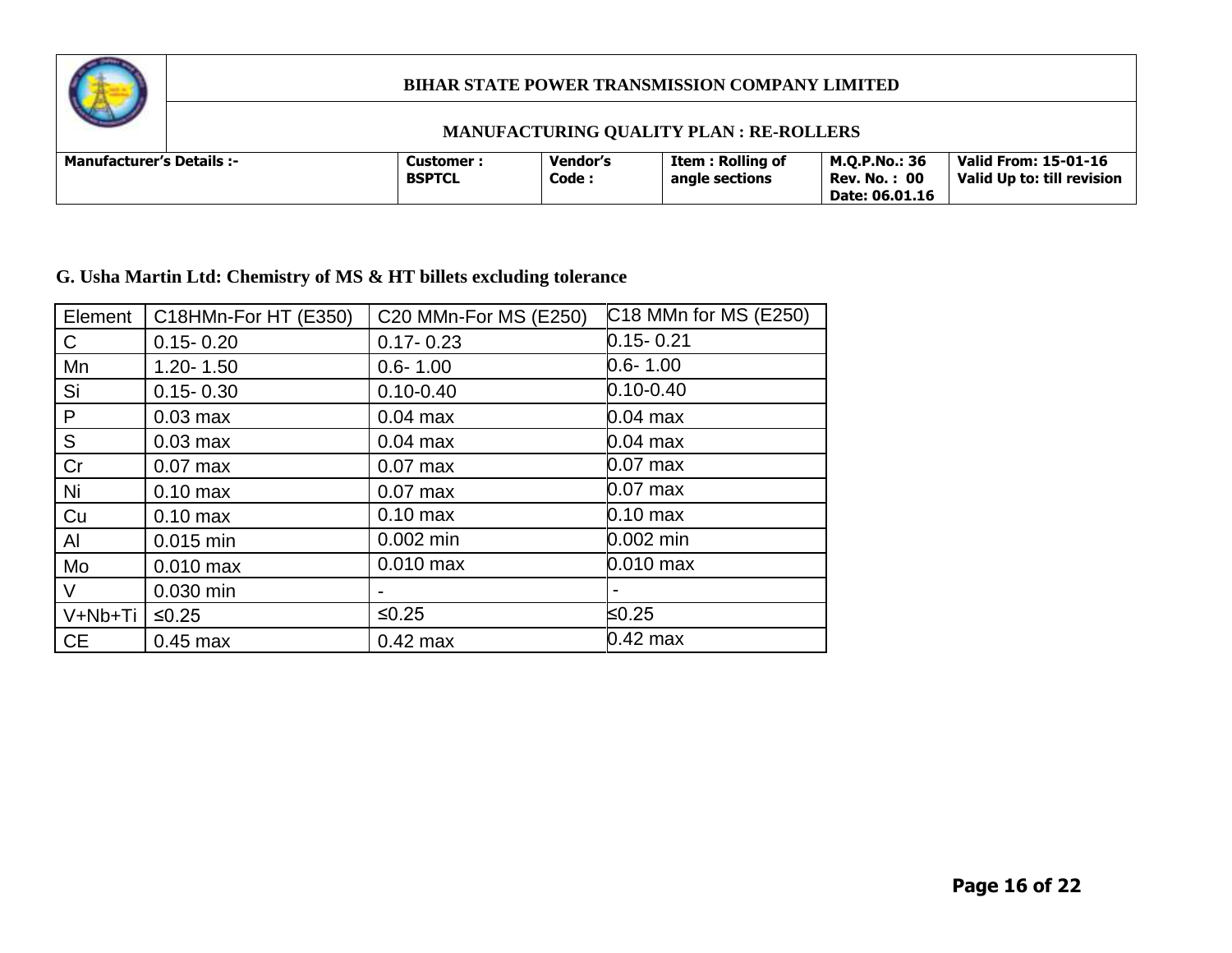| BIHAR STATE POWER TRANSMISSION COMPANY LIMITED | | | | | |
|---|---|---|---|---|---|
| MANUFACTURING QUALITY PLAN : RE-ROLLERS | | | | | |
| **Manufacturer's Details :-** | **Customer : BSPTCL** | **Vendor's Code :** | **Item : Rolling of angle sections** | **M.Q.P.No.: 36 Rev. No. : 00 Date: 06.01.16** | **Valid From: 15-01-16 Valid Up to: till revision** |

**G. Usha Martin Ltd: Chemistry of MS & HT billets excluding tolerance**

| Element | C18HMn-For HT (E350) | C20 MMn-For MS (E250) | C18 MMn for MS (E250) |
|---|---|---|---|
| C | 0.15- 0.20 | 0.17- 0.23 | 0.15- 0.21 |
| Mn | 1.20- 1.50 | 0.6- 1.00 | 0.6- 1.00 |
| Si | 0.15- 0.30 | 0.10-0.40 | 0.10-0.40 |
| P | 0.03 max | 0.04 max | 0.04 max |
| S | 0.03 max | 0.04 max | 0.04 max |
| Cr | 0.07 max | 0.07 max | 0.07 max |
| Ni | 0.10 max | 0.07 max | 0.07 max |
| Cu | 0.10 max | 0.10 max | 0.10 max |
| Al | 0.015 min | 0.002 min | 0.002 min |
| Mo | 0.010 max | 0.010 max | 0.010 max |
| V | 0.030 min | - | - |
| V+Nb+Ti | ≤0.25 | ≤0.25 | ≤0.25 |
| CE | 0.45 max | 0.42 max | 0.42 max |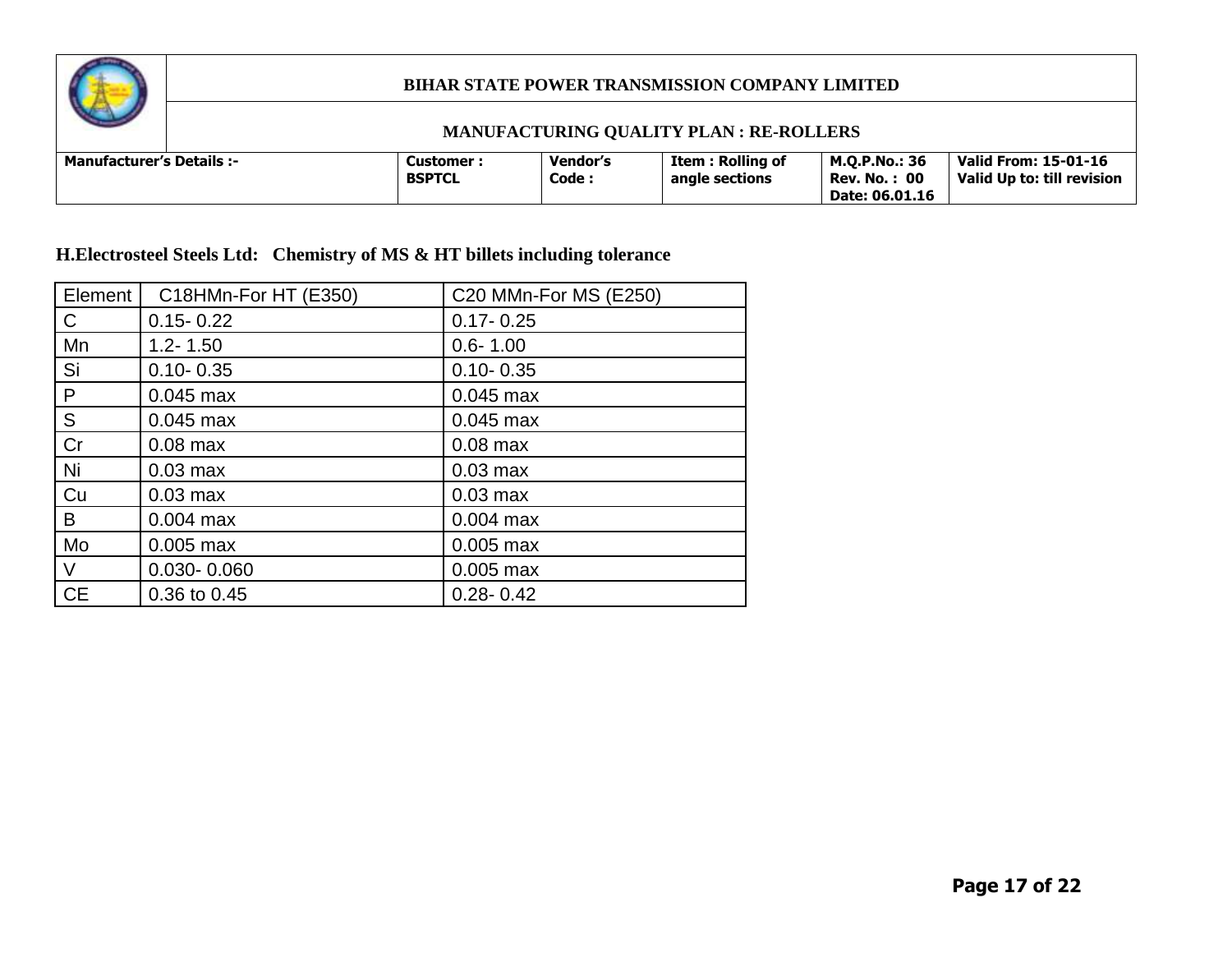| | BIHAR STATE POWER TRANSMISSION COMPANY LIMITED | | | | |
|---|---|---|---|---|---|
| | MANUFACTURING QUALITY PLAN : RE-ROLLERS | | | | |
| **Manufacturer's Details :-** | **Customer : BSPTCL** | **Vendor's Code :** | **Item : Rolling of angle sections** | **M.Q.P.No.: 36 Rev. No. : 00 Date: 06.01.16** | **Valid From: 15-01-16 Valid Up to: till revision** |

**H.Electrosteel Steels Ltd: Chemistry of MS & HT billets including tolerance**

| Element | C18HMn-For HT (E350) | C20 MMn-For MS (E250) |
|---|---|---|
| C | 0.15- 0.22 | 0.17- 0.25 |
| Mn | 1.2- 1.50 | 0.6- 1.00 |
| Si | 0.10- 0.35 | 0.10- 0.35 |
| P | 0.045 max | 0.045 max |
| S | 0.045 max | 0.045 max |
| Cr | 0.08 max | 0.08 max |
| Ni | 0.03 max | 0.03 max |
| Cu | 0.03 max | 0.03 max |
| B | 0.004 max | 0.004 max |
| Mo | 0.005 max | 0.005 max |
| V | 0.030- 0.060 | 0.005 max |
| CE | 0.36 to 0.45 | 0.28- 0.42 |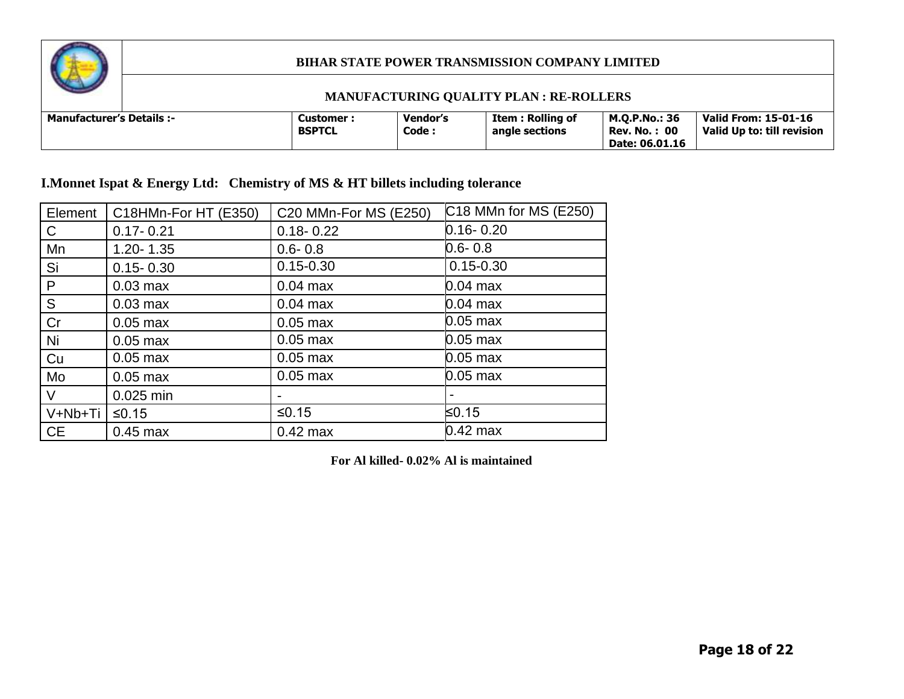| | BIHAR STATE POWER TRANSMISSION COMPANY LIMITED | | | | |
|---|---|---|---|---|---|
| | MANUFACTURING QUALITY PLAN : RE-ROLLERS | | | | |
| **Manufacturer's Details :-** | **Customer : BSPTCL** | **Vendor's Code :** | **Item : Rolling of angle sections** | **M.Q.P.No.: 36 Rev. No. : 00 Date: 06.01.16** | **Valid From: 15-01-16 Valid Up to: till revision** |

**I.Monnet Ispat & Energy Ltd: Chemistry of MS & HT billets including tolerance**

| Element | C18HMn-For HT (E350) | C20 MMn-For MS (E250) | C18 MMn for MS (E250) |
|---|---|---|---|
| C | 0.17- 0.21 | 0.18- 0.22 | 0.16- 0.20 |
| Mn | 1.20- 1.35 | 0.6- 0.8 | 0.6- 0.8 |
| Si | 0.15- 0.30 | 0.15-0.30 | 0.15-0.30 |
| P | 0.03 max | 0.04 max | 0.04 max |
| S | 0.03 max | 0.04 max | 0.04 max |
| Cr | 0.05 max | 0.05 max | 0.05 max |
| Ni | 0.05 max | 0.05 max | 0.05 max |
| Cu | 0.05 max | 0.05 max | 0.05 max |
| Mo | 0.05 max | 0.05 max | 0.05 max |
| V | 0.025 min | - | - |
| V+Nb+Ti | ≤0.15 | ≤0.15 | ≤0.15 |
| CE | 0.45 max | 0.42 max | 0.42 max |

**For Al killed- 0.02% Al is maintained**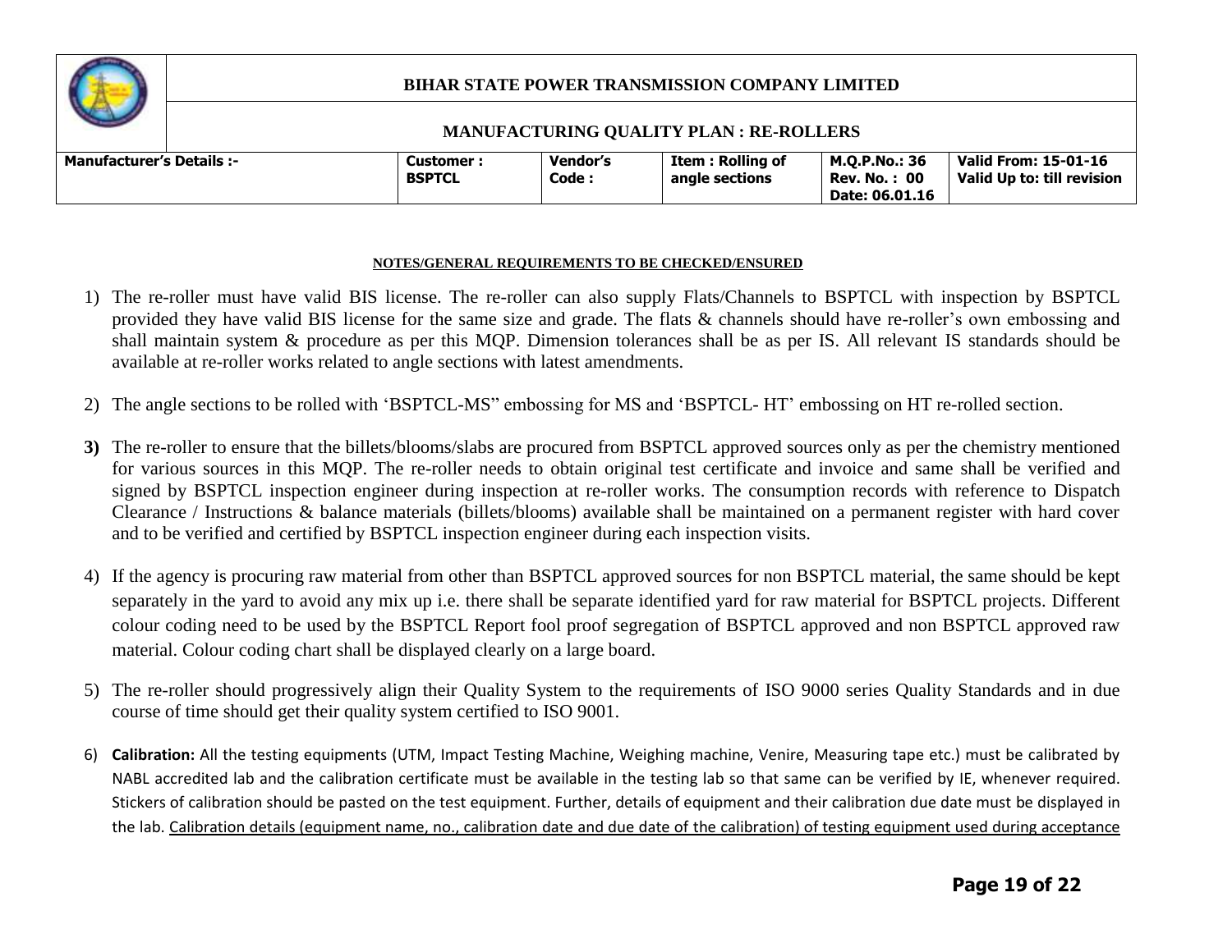| | BIHAR STATE POWER TRANSMISSION COMPANY LIMITED | | | | |
|---|---|---|---|---|---|
| | MANUFACTURING QUALITY PLAN : RE-ROLLERS | | | | |
| **Manufacturer's Details :-** | **Customer : BSPTCL** | **Vendor's Code :** | **Item : Rolling of angle sections** | **M.Q.P.No.: 36 Rev. No. : 00 Date: 06.01.16** | **Valid From: 15-01-16 Valid Up to: till revision** |

**NOTES/GENERAL REQUIREMENTS TO BE CHECKED/ENSURED**

1) The re-roller must have valid BIS license. The re-roller can also supply Flats/Channels to BSPTCL with inspection by BSPTCL provided they have valid BIS license for the same size and grade. The flats & channels should have re-roller's own embossing and shall maintain system & procedure as per this MQP. Dimension tolerances shall be as per IS. All relevant IS standards should be available at re-roller works related to angle sections with latest amendments.

2) The angle sections to be rolled with 'BSPTCL-MS" embossing for MS and 'BSPTCL- HT' embossing on HT re-rolled section.

**3)** The re-roller to ensure that the billets/blooms/slabs are procured from BSPTCL approved sources only as per the chemistry mentioned for various sources in this MQP. The re-roller needs to obtain original test certificate and invoice and same shall be verified and signed by BSPTCL inspection engineer during inspection at re-roller works. The consumption records with reference to Dispatch Clearance / Instructions & balance materials (billets/blooms) available shall be maintained on a permanent register with hard cover and to be verified and certified by BSPTCL inspection engineer during each inspection visits.

4) If the agency is procuring raw material from other than BSPTCL approved sources for non BSPTCL material, the same should be kept separately in the yard to avoid any mix up i.e. there shall be separate identified yard for raw material for BSPTCL projects. Different colour coding need to be used by the BSPTCL Report fool proof segregation of BSPTCL approved and non BSPTCL approved raw material. Colour coding chart shall be displayed clearly on a large board.

5) The re-roller should progressively align their Quality System to the requirements of ISO 9000 series Quality Standards and in due course of time should get their quality system certified to ISO 9001.

6) **Calibration:** All the testing equipments (UTM, Impact Testing Machine, Weighing machine, Venire, Measuring tape etc.) must be calibrated by NABL accredited lab and the calibration certificate must be available in the testing lab so that same can be verified by IE, whenever required. Stickers of calibration should be pasted on the test equipment. Further, details of equipment and their calibration due date must be displayed in the lab. Calibration details (equipment name, no., calibration date and due date of the calibration) of testing equipment used during acceptance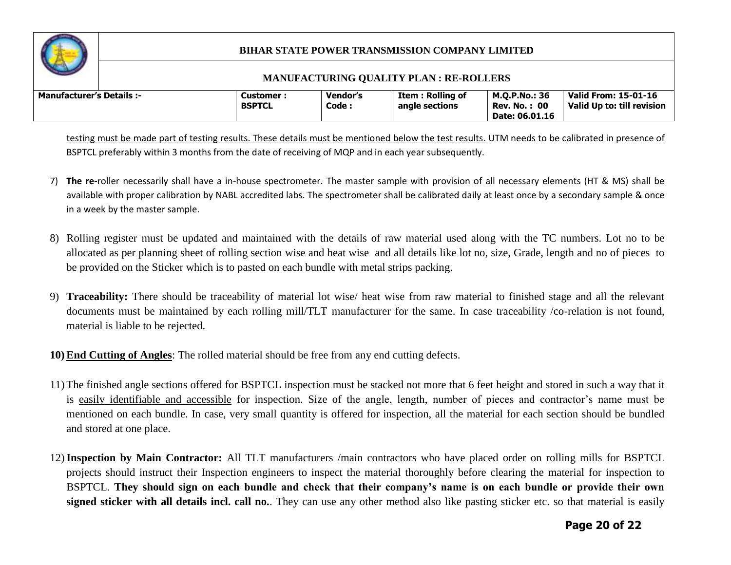testing must be made part of testing results. These details must be mentioned below the test results. UTM needs to be calibrated in presence of BSPTCL preferably within 3 months from the date of receiving of MQP and in each year subsequently.

7) **The re-**roller necessarily shall have a in-house spectrometer. The master sample with provision of all necessary elements (HT & MS) shall be available with proper calibration by NABL accredited labs. The spectrometer shall be calibrated daily at least once by a secondary sample & once in a week by the master sample.

8) Rolling register must be updated and maintained with the details of raw material used along with the TC numbers. Lot no to be allocated as per planning sheet of rolling section wise and heat wise and all details like lot no, size, Grade, length and no of pieces to be provided on the Sticker which is to pasted on each bundle with metal strips packing.

9) **Traceability:** There should be traceability of material lot wise/ heat wise from raw material to finished stage and all the relevant documents must be maintained by each rolling mill/TLT manufacturer for the same. In case traceability /co-relation is not found, material is liable to be rejected.

10) **End Cutting of Angles**: The rolled material should be free from any end cutting defects.

11) The finished angle sections offered for BSPTCL inspection must be stacked not more that 6 feet height and stored in such a way that it is easily identifiable and accessible for inspection. Size of the angle, length, number of pieces and contractor's name must be mentioned on each bundle. In case, very small quantity is offered for inspection, all the material for each section should be bundled and stored at one place.

12) **Inspection by Main Contractor:** All TLT manufacturers /main contractors who have placed order on rolling mills for BSPTCL projects should instruct their Inspection engineers to inspect the material thoroughly before clearing the material for inspection to BSPTCL. **They should sign on each bundle and check that their company's name is on each bundle or provide their own signed sticker with all details incl. call no.**. They can use any other method also like pasting sticker etc. so that material is easily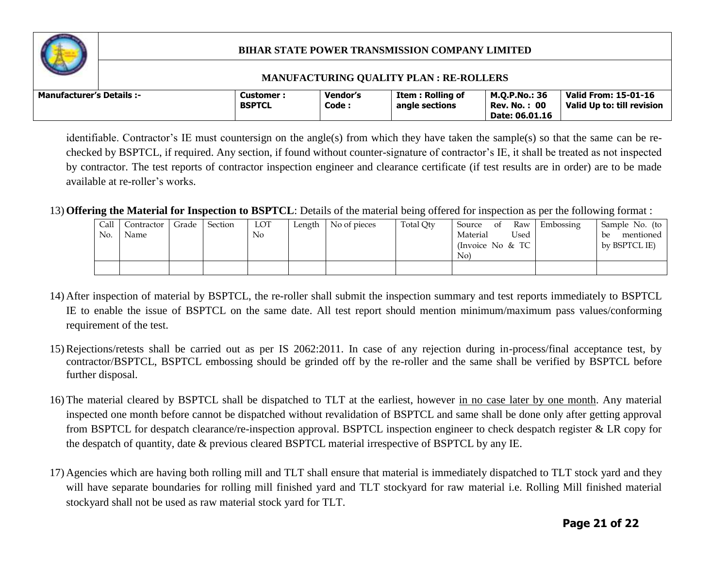identifiable. Contractor's IE must countersign on the angle(s) from which they have taken the sample(s) so that the same can be re-checked by BSPTCL, if required. Any section, if found without counter-signature of contractor's IE, it shall be treated as not inspected by contractor. The test reports of contractor inspection engineer and clearance certificate (if test results are in order) are to be made available at re-roller's works.

13) **Offering the Material for Inspection to BSPTCL**: Details of the material being offered for inspection as per the following format :

| Call No. | Contractor Name | Grade | Section | LOT No | Length | No of pieces | Total Qty | Source of Raw Material Used (Invoice No & TC No) | Embossing | Sample No. (to be mentioned by BSPTCL IE) |
|---|---|---|---|---|---|---|---|---|---|---|
| | | | | | | | | | | |

14) After inspection of material by BSPTCL, the re-roller shall submit the inspection summary and test reports immediately to BSPTCL IE to enable the issue of BSPTCL on the same date. All test report should mention minimum/maximum pass values/conforming requirement of the test.

15) Rejections/retests shall be carried out as per IS 2062:2011. In case of any rejection during in-process/final acceptance test, by contractor/BSPTCL, BSPTCL embossing should be grinded off by the re-roller and the same shall be verified by BSPTCL before further disposal.

16) The material cleared by BSPTCL shall be dispatched to TLT at the earliest, however in no case later by one month. Any material inspected one month before cannot be dispatched without revalidation of BSPTCL and same shall be done only after getting approval from BSPTCL for despatch clearance/re-inspection approval. BSPTCL inspection engineer to check despatch register & LR copy for the despatch of quantity, date & previous cleared BSPTCL material irrespective of BSPTCL by any IE.

17) Agencies which are having both rolling mill and TLT shall ensure that material is immediately dispatched to TLT stock yard and they will have separate boundaries for rolling mill finished yard and TLT stockyard for raw material i.e. Rolling Mill finished material stockyard shall not be used as raw material stock yard for TLT.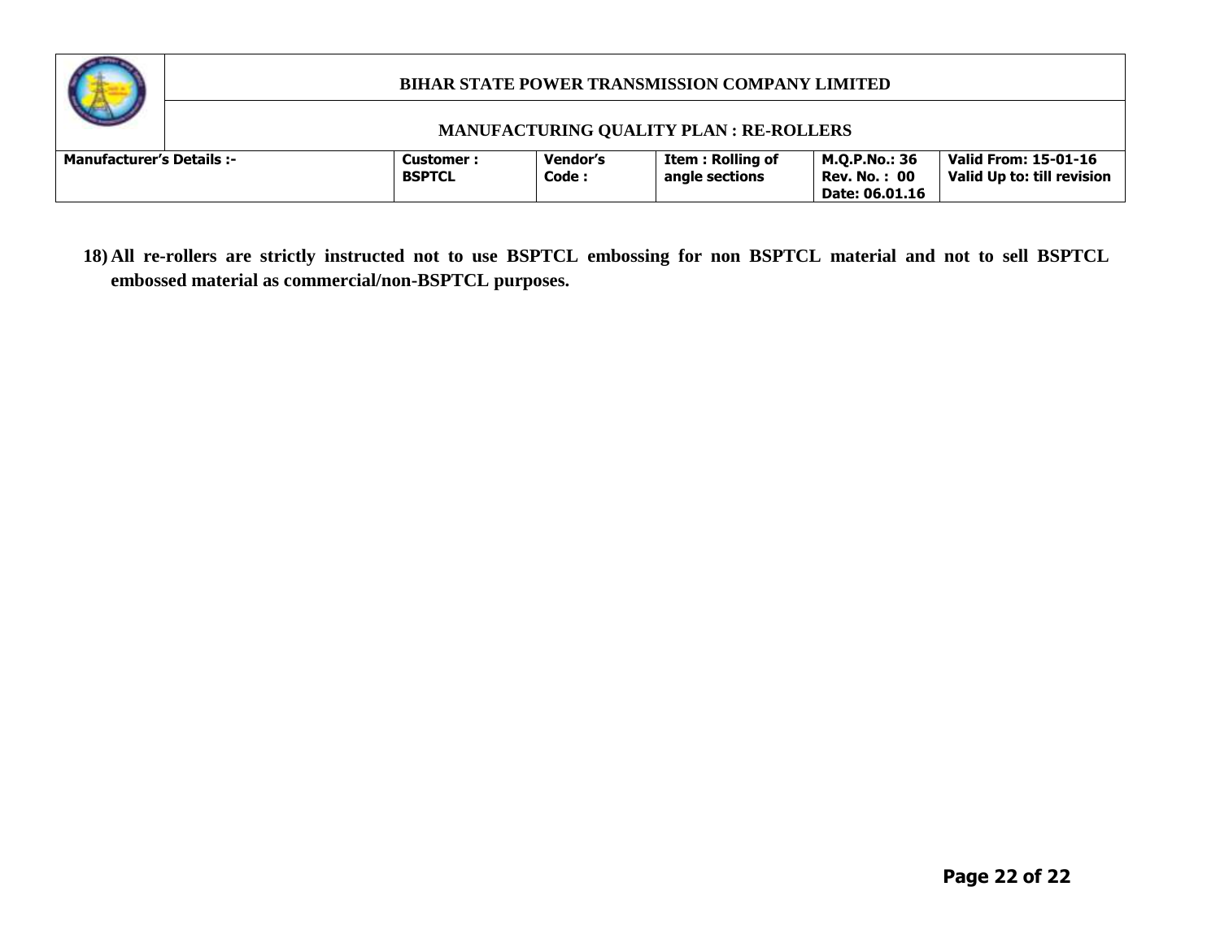18) **All re-rollers are strictly instructed not to use BSPTCL embossing for non BSPTCL material and not to sell BSPTCL embossed material as commercial/non-BSPTCL purposes.**